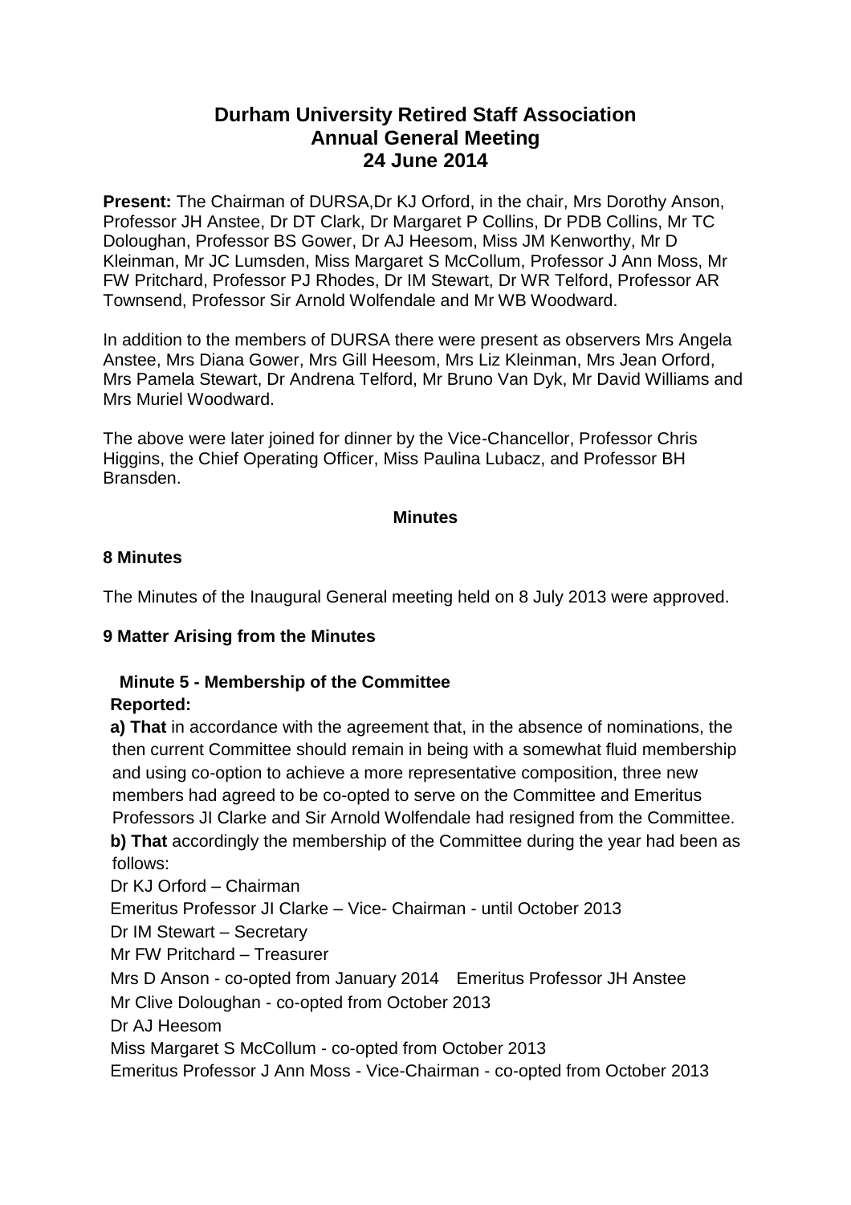# Durham University Retired Staff Association
## Annual General Meeting
## 24 June 2014

**Present:** The Chairman of DURSA,Dr KJ Orford, in the chair, Mrs Dorothy Anson, Professor JH Anstee, Dr DT Clark, Dr Margaret P Collins, Dr PDB Collins, Mr TC Doloughan, Professor BS Gower, Dr AJ Heesom, Miss JM Kenworthy, Mr D Kleinman, Mr JC Lumsden, Miss Margaret S McCollum, Professor J Ann Moss, Mr FW Pritchard, Professor PJ Rhodes, Dr IM Stewart, Dr WR Telford, Professor AR Townsend, Professor Sir Arnold Wolfendale and Mr WB Woodward.

In addition to the members of DURSA there were present as observers Mrs Angela Anstee, Mrs Diana Gower, Mrs Gill Heesom, Mrs Liz Kleinman, Mrs Jean Orford, Mrs Pamela Stewart, Dr Andrena Telford, Mr Bruno Van Dyk, Mr David Williams and Mrs Muriel Woodward.

The above were later joined for dinner by the Vice-Chancellor, Professor Chris Higgins, the Chief Operating Officer, Miss Paulina Lubacz, and Professor BH Bransden.

**Minutes**

### 8 Minutes

The Minutes of the Inaugural General meeting held on 8 July 2013 were approved.

### 9 Matter Arising from the Minutes

**Minute 5 - Membership of the Committee**

**Reported:**

**a) That** in accordance with the agreement that, in the absence of nominations, the then current Committee should remain in being with a somewhat fluid membership and using co-option to achieve a more representative composition, three new members had agreed to be co-opted to serve on the Committee and Emeritus Professors JI Clarke and Sir Arnold Wolfendale had resigned from the Committee.

**b) That** accordingly the membership of the Committee during the year had been as follows:

Dr KJ Orford – Chairman
Emeritus Professor JI Clarke – Vice- Chairman - until October 2013
Dr IM Stewart – Secretary
Mr FW Pritchard – Treasurer
Mrs D Anson - co-opted from January 2014 Emeritus Professor JH Anstee
Mr Clive Doloughan - co-opted from October 2013
Dr AJ Heesom
Miss Margaret S McCollum - co-opted from October 2013
Emeritus Professor J Ann Moss - Vice-Chairman - co-opted from October 2013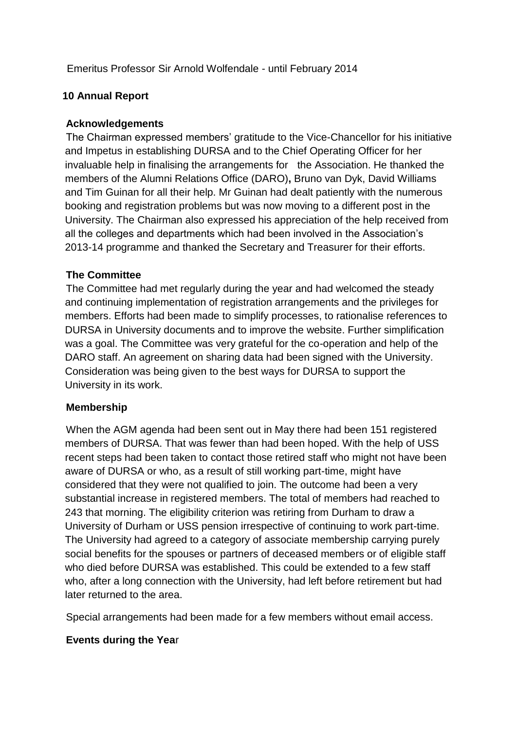Emeritus Professor Sir Arnold Wolfendale - until February 2014

## 10 Annual Report

### Acknowledgements

The Chairman expressed members' gratitude to the Vice-Chancellor for his initiative and Impetus in establishing DURSA and to the Chief Operating Officer for her invaluable help in finalising the arrangements for the Association. He thanked the members of the Alumni Relations Office (DARO)**,** Bruno van Dyk, David Williams and Tim Guinan for all their help. Mr Guinan had dealt patiently with the numerous booking and registration problems but was now moving to a different post in the University. The Chairman also expressed his appreciation of the help received from all the colleges and departments which had been involved in the Association's 2013-14 programme and thanked the Secretary and Treasurer for their efforts.

### The Committee

The Committee had met regularly during the year and had welcomed the steady and continuing implementation of registration arrangements and the privileges for members. Efforts had been made to simplify processes, to rationalise references to DURSA in University documents and to improve the website. Further simplification was a goal. The Committee was very grateful for the co-operation and help of the DARO staff. An agreement on sharing data had been signed with the University. Consideration was being given to the best ways for DURSA to support the University in its work.

### Membership

When the AGM agenda had been sent out in May there had been 151 registered members of DURSA. That was fewer than had been hoped. With the help of USS recent steps had been taken to contact those retired staff who might not have been aware of DURSA or who, as a result of still working part-time, might have considered that they were not qualified to join. The outcome had been a very substantial increase in registered members. The total of members had reached to 243 that morning. The eligibility criterion was retiring from Durham to draw a University of Durham or USS pension irrespective of continuing to work part-time. The University had agreed to a category of associate membership carrying purely social benefits for the spouses or partners of deceased members or of eligible staff who died before DURSA was established. This could be extended to a few staff who, after a long connection with the University, had left before retirement but had later returned to the area.

Special arrangements had been made for a few members without email access.

### Events during the Year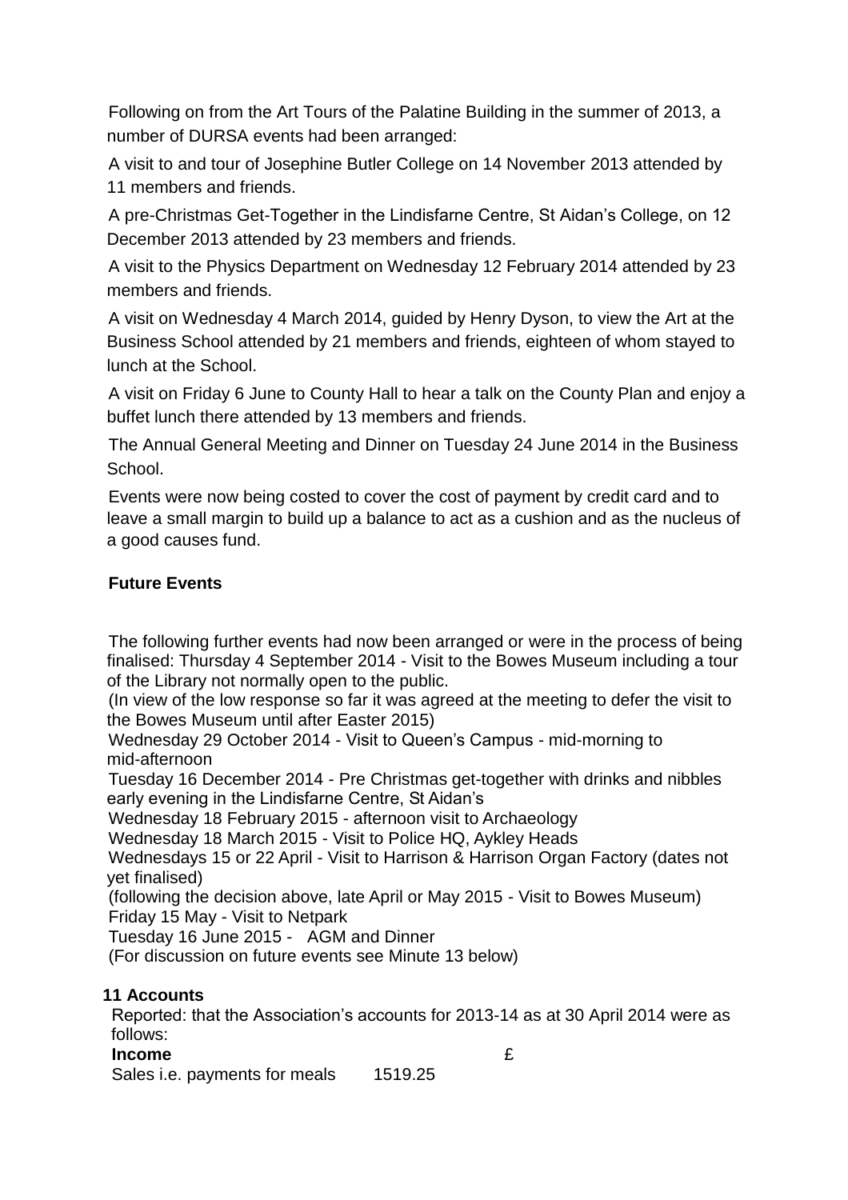Following on from the Art Tours of the Palatine Building in the summer of 2013, a number of DURSA events had been arranged:

A visit to and tour of Josephine Butler College on 14 November 2013 attended by 11 members and friends.

A pre-Christmas Get-Together in the Lindisfarne Centre, St Aidan's College, on 12 December 2013 attended by 23 members and friends.

A visit to the Physics Department on Wednesday 12 February 2014 attended by 23 members and friends.

A visit on Wednesday 4 March 2014, guided by Henry Dyson, to view the Art at the Business School attended by 21 members and friends, eighteen of whom stayed to lunch at the School.

A visit on Friday 6 June to County Hall to hear a talk on the County Plan and enjoy a buffet lunch there attended by 13 members and friends.

The Annual General Meeting and Dinner on Tuesday 24 June 2014 in the Business School.

Events were now being costed to cover the cost of payment by credit card and to leave a small margin to build up a balance to act as a cushion and as the nucleus of a good causes fund.

**Future Events**

The following further events had now been arranged or were in the process of being finalised: Thursday 4 September 2014 - Visit to the Bowes Museum including a tour of the Library not normally open to the public.
(In view of the low response so far it was agreed at the meeting to defer the visit to the Bowes Museum until after Easter 2015)
Wednesday 29 October 2014 - Visit to Queen's Campus - mid-morning to mid-afternoon
Tuesday 16 December 2014 - Pre Christmas get-together with drinks and nibbles early evening in the Lindisfarne Centre, St Aidan's
Wednesday 18 February 2015 - afternoon visit to Archaeology
Wednesday 18 March 2015 - Visit to Police HQ, Aykley Heads
Wednesdays 15 or 22 April - Visit to Harrison & Harrison Organ Factory (dates not yet finalised)
(following the decision above, late April or May 2015 - Visit to Bowes Museum)
Friday 15 May - Visit to Netpark
Tuesday 16 June 2015 - AGM and Dinner
(For discussion on future events see Minute 13 below)

**11 Accounts**

Reported: that the Association's accounts for 2013-14 as at 30 April 2014 were as follows:

| **Income** | | £ |
|---|---|---|
| Sales i.e. payments for meals | 1519.25 | |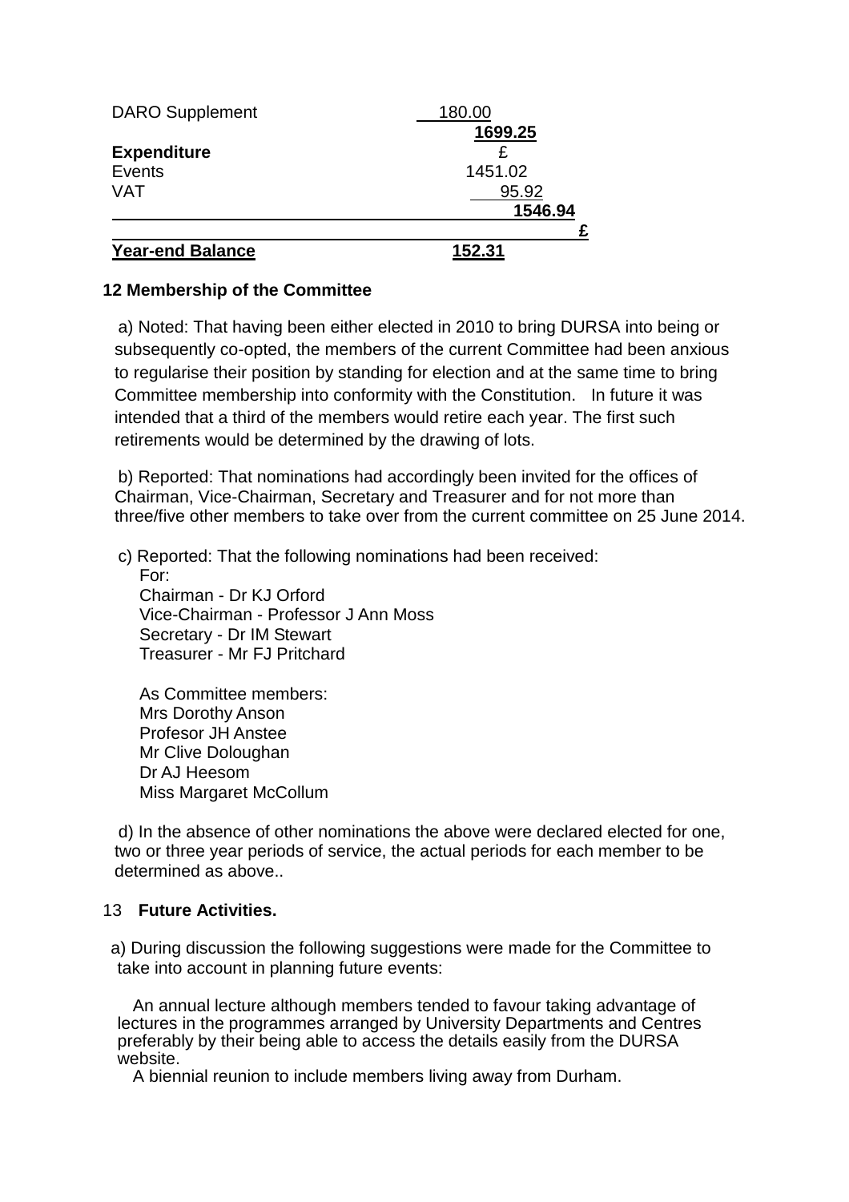| | |
|---|---|
| DARO Supplement | 180.00 |
| | **1699.25** |
| **Expenditure** | £ |
| Events | 1451.02 |
| VAT | 95.92 |
| | **1546.94** |
| | **£** |
| **Year-end Balance** | **152.31** |

**12 Membership of the Committee**

a) Noted: That having been either elected in 2010 to bring DURSA into being or subsequently co-opted, the members of the current Committee had been anxious to regularise their position by standing for election and at the same time to bring Committee membership into conformity with the Constitution. In future it was intended that a third of the members would retire each year. The first such retirements would be determined by the drawing of lots.

b) Reported: That nominations had accordingly been invited for the offices of Chairman, Vice-Chairman, Secretary and Treasurer and for not more than three/five other members to take over from the current committee on 25 June 2014.

c) Reported: That the following nominations had been received:

For:
Chairman - Dr KJ Orford
Vice-Chairman - Professor J Ann Moss
Secretary - Dr IM Stewart
Treasurer - Mr FJ Pritchard

As Committee members:
Mrs Dorothy Anson
Profesor JH Anstee
Mr Clive Doloughan
Dr AJ Heesom
Miss Margaret McCollum

d) In the absence of other nominations the above were declared elected for one, two or three year periods of service, the actual periods for each member to be determined as above..

13 **Future Activities.**

a) During discussion the following suggestions were made for the Committee to take into account in planning future events:

An annual lecture although members tended to favour taking advantage of lectures in the programmes arranged by University Departments and Centres preferably by their being able to access the details easily from the DURSA website.

A biennial reunion to include members living away from Durham.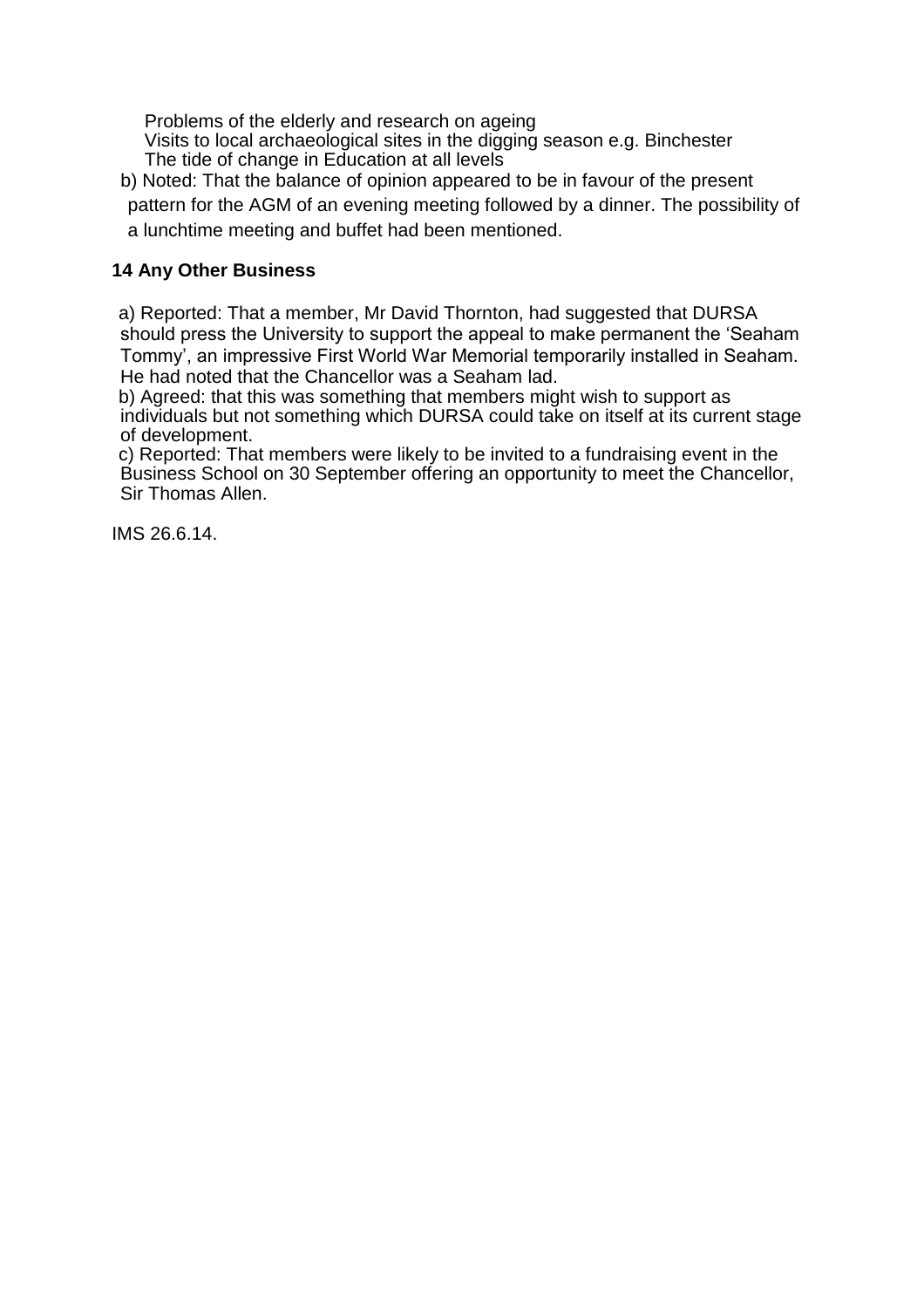Problems of the elderly and research on ageing
Visits to local archaeological sites in the digging season e.g. Binchester
The tide of change in Education at all levels

b) Noted: That the balance of opinion appeared to be in favour of the present pattern for the AGM of an evening meeting followed by a dinner. The possibility of a lunchtime meeting and buffet had been mentioned.

**14 Any Other Business**

a) Reported: That a member, Mr David Thornton, had suggested that DURSA should press the University to support the appeal to make permanent the 'Seaham Tommy', an impressive First World War Memorial temporarily installed in Seaham. He had noted that the Chancellor was a Seaham lad.

b) Agreed: that this was something that members might wish to support as individuals but not something which DURSA could take on itself at its current stage of development.

c) Reported: That members were likely to be invited to a fundraising event in the Business School on 30 September offering an opportunity to meet the Chancellor, Sir Thomas Allen.

IMS 26.6.14.